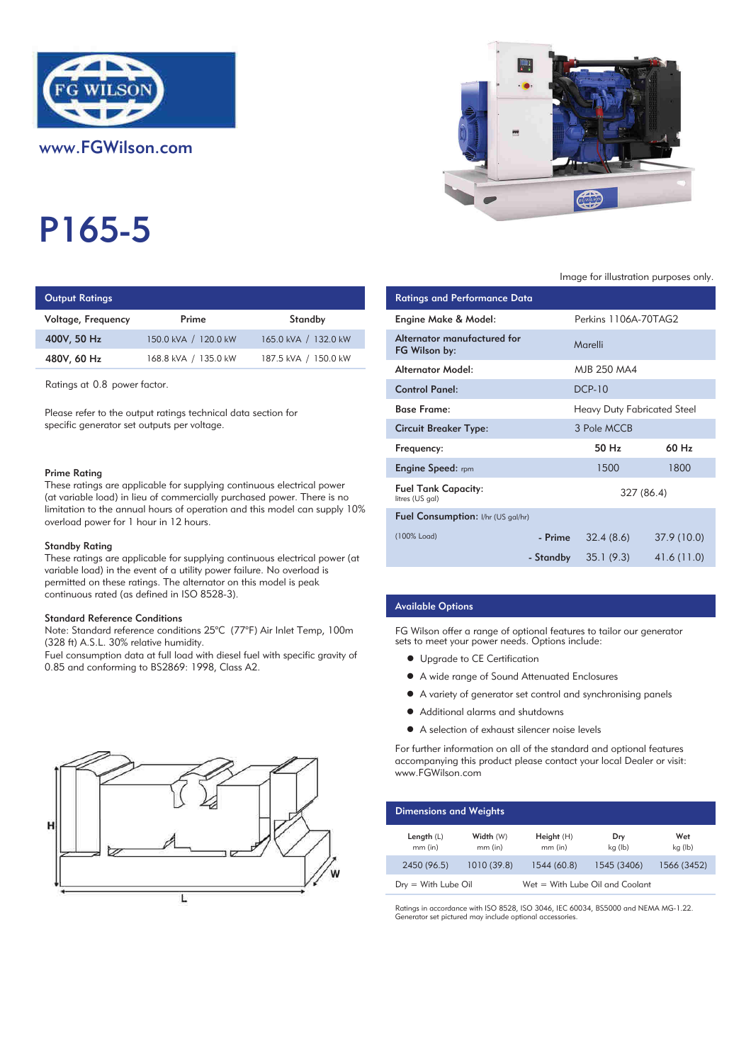www.FGWilson.com

# P165-5

Image for illustration purposes only.

## Output Ratings

| Voltage, Frequency | Prime | Standby |
|---|---|---|
| 400V, 50 Hz | 150.0 kVA / 120.0 kW | 165.0 kVA / 132.0 kW |
| 480V, 60 Hz | 168.8 kVA / 135.0 kW | 187.5 kVA / 150.0 kW |

Ratings at 0.8 power factor.

Please refer to the output ratings technical data section for specific generator set outputs per voltage.

### Prime Rating

These ratings are applicable for supplying continuous electrical power (at variable load) in lieu of commercially purchased power. There is no limitation to the annual hours of operation and this model can supply 10% overload power for 1 hour in 12 hours.

### Standby Rating

These ratings are applicable for supplying continuous electrical power (at variable load) in the event of a utility power failure. No overload is permitted on these ratings. The alternator on this model is peak continuous rated (as defined in ISO 8528-3).

### Standard Reference Conditions

Note: Standard reference conditions 25°C (77°F) Air Inlet Temp, 100m (328 ft) A.S.L. 30% relative humidity.

Fuel consumption data at full load with diesel fuel with specific gravity of 0.85 and conforming to BS2869: 1998, Class A2.

## Ratings and Performance Data

| | | |
|---|---|---|
| Engine Make & Model: | Perkins 1106A-70TAG2 | |
| Alternator manufactured for FG Wilson by: | Marelli | |
| Alternator Model: | MJB 250 MA4 | |
| Control Panel: | DCP-10 | |
| Base Frame: | Heavy Duty Fabricated Steel | |
| Circuit Breaker Type: | 3 Pole MCCB | |
| Frequency: | 50 Hz | 60 Hz |
| Engine Speed: rpm | 1500 | 1800 |
| Fuel Tank Capacity: litres (US gal) | 327 (86.4) | |
| Fuel Consumption: l/hr (US gal/hr) | | |
| (100% Load) - Prime | 32.4 (8.6) | 37.9 (10.0) |
| - Standby | 35.1 (9.3) | 41.6 (11.0) |

## Available Options

FG Wilson offer a range of optional features to tailor our generator sets to meet your power needs. Options include:

- Upgrade to CE Certification
- A wide range of Sound Attenuated Enclosures
- A variety of generator set control and synchronising panels
- Additional alarms and shutdowns
- A selection of exhaust silencer noise levels

For further information on all of the standard and optional features accompanying this product please contact your local Dealer or visit: www.FGWilson.com

## Dimensions and Weights

| Length (L) mm (in) | Width (W) mm (in) | Height (H) mm (in) | Dry kg (lb) | Wet kg (lb) |
|---|---|---|---|---|
| 2450 (96.5) | 1010 (39.8) | 1544 (60.8) | 1545 (3406) | 1566 (3452) |

Dry = With Lube Oil    Wet = With Lube Oil and Coolant

Ratings in accordance with ISO 8528, ISO 3046, IEC 60034, BS5000 and NEMA MG-1.22.
Generator set pictured may include optional accessories.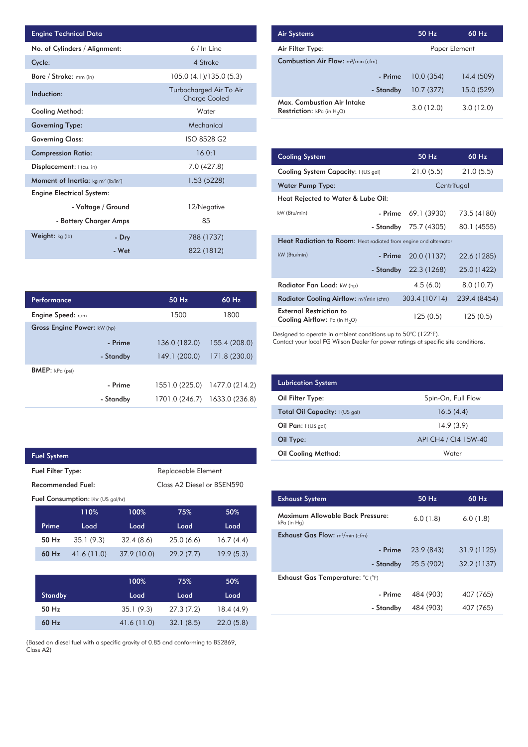| Engine Technical Data | | |
|---|---|---|
| No. of Cylinders / Alignment: | | 6 / In Line |
| Cycle: | | 4 Stroke |
| Bore / Stroke: mm (in) | | 105.0 (4.1)/135.0 (5.3) |
| Induction: | | Turbocharged Air To Air Charge Cooled |
| Cooling Method: | | Water |
| Governing Type: | | Mechanical |
| Governing Class: | | ISO 8528 G2 |
| Compression Ratio: | | 16.0:1 |
| Displacement: l (cu. in) | | 7.0 (427.8) |
| Moment of Inertia: kg m² (lb/in²) | | 1.53 (5228) |
| Engine Electrical System: | | |
| | - Voltage / Ground | 12/Negative |
| | - Battery Charger Amps | 85 |
| Weight: kg (lb) | - Dry | 788 (1737) |
| | - Wet | 822 (1812) |

| Performance | | 50 Hz | 60 Hz |
|---|---|---|---|
| Engine Speed: rpm | | 1500 | 1800 |
| Gross Engine Power: kW (hp) | | | |
| | - Prime | 136.0 (182.0) | 155.4 (208.0) |
| | - Standby | 149.1 (200.0) | 171.8 (230.0) |
| BMEP: kPa (psi) | | | |
| | - Prime | 1551.0 (225.0) | 1477.0 (214.2) |
| | - Standby | 1701.0 (246.7) | 1633.0 (236.8) |

| Fuel System | |
|---|---|
| Fuel Filter Type: | Replaceable Element |
| Recommended Fuel: | Class A2 Diesel or BSEN590 |

Fuel Consumption: l/hr (US gal/hr)

| Prime | 110% Load | 100% Load | 75% Load | 50% Load |
|---|---|---|---|---|
| 50 Hz | 35.1 (9.3) | 32.4 (8.6) | 25.0 (6.6) | 16.7 (4.4) |
| 60 Hz | 41.6 (11.0) | 37.9 (10.0) | 29.2 (7.7) | 19.9 (5.3) |

| Standby | 100% Load | 75% Load | 50% Load |
|---|---|---|---|
| 50 Hz | 35.1 (9.3) | 27.3 (7.2) | 18.4 (4.9) |
| 60 Hz | 41.6 (11.0) | 32.1 (8.5) | 22.0 (5.8) |

(Based on diesel fuel with a specific gravity of 0.85 and conforming to BS2869, Class A2)

| Air Systems | | 50 Hz | 60 Hz |
|---|---|---|---|
| Air Filter Type: | | Paper Element | |
| Combustion Air Flow: m³/min (cfm) | | | |
| | - Prime | 10.0 (354) | 14.4 (509) |
| | - Standby | 10.7 (377) | 15.0 (529) |
| Max. Combustion Air Intake Restriction: kPa (in $H_2O$) | | 3.0 (12.0) | 3.0 (12.0) |

| Cooling System | | 50 Hz | 60 Hz |
|---|---|---|---|
| Cooling System Capacity: l (US gal) | | 21.0 (5.5) | 21.0 (5.5) |
| Water Pump Type: | | Centrifugal | |
| Heat Rejected to Water & Lube Oil: | | | |
| kW (Btu/min) | - Prime | 69.1 (3930) | 73.5 (4180) |
| | - Standby | 75.7 (4305) | 80.1 (4555) |
| Heat Radiation to Room: Heat radiated from engine and alternator | | | |
| kW (Btu/min) | - Prime | 20.0 (1137) | 22.6 (1285) |
| | - Standby | 22.3 (1268) | 25.0 (1422) |
| Radiator Fan Load: kW (hp) | | 4.5 (6.0) | 8.0 (10.7) |
| Radiator Cooling Airflow: m³/min (cfm) | | 303.4 (10714) | 239.4 (8454) |
| External Restriction to Cooling Airflow: Pa (in $H_2O$) | | 125 (0.5) | 125 (0.5) |

Designed to operate in ambient conditions up to 50°C (122°F).
Contact your local FG Wilson Dealer for power ratings at specific site conditions.

| Lubrication System | |
|---|---|
| Oil Filter Type: | Spin-On, Full Flow |
| Total Oil Capacity: l (US gal) | 16.5 (4.4) |
| Oil Pan: l (US gal) | 14.9 (3.9) |
| Oil Type: | API CH4 / CI4 15W-40 |
| Oil Cooling Method: | Water |

| Exhaust System | | 50 Hz | 60 Hz |
|---|---|---|---|
| Maximum Allowable Back Pressure: kPa (in Hg) | | 6.0 (1.8) | 6.0 (1.8) |
| Exhaust Gas Flow: m³/min (cfm) | | | |
| | - Prime | 23.9 (843) | 31.9 (1125) |
| | - Standby | 25.5 (902) | 32.2 (1137) |
| Exhaust Gas Temperature: °C (°F) | | | |
| | - Prime | 484 (903) | 407 (765) |
| | - Standby | 484 (903) | 407 (765) |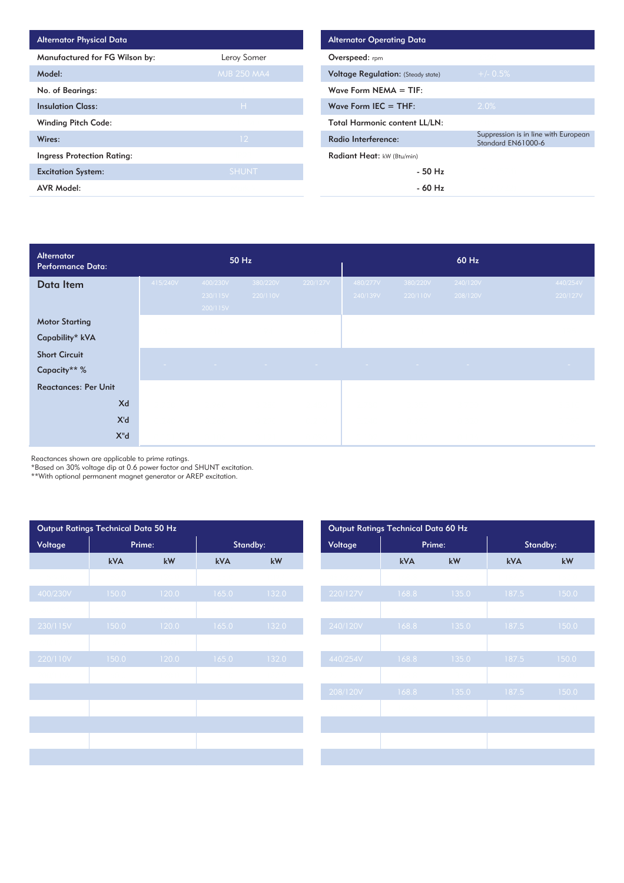| Alternator Physical Data | |
|---|---|
| Manufactured for FG Wilson by: | Leroy Somer |
| Model: | MJB 250 MA4 |
| No. of Bearings: | |
| Insulation Class: | H |
| Winding Pitch Code: | |
| Wires: | 12 |
| Ingress Protection Rating: | |
| Excitation System: | SHUNT |
| AVR Model: | |

| Alternator Operating Data | |
|---|---|
| Overspeed: rpm | |
| Voltage Regulation: (Steady state) | +/- 0.5% |
| Wave Form NEMA = TIF: | |
| Wave Form IEC = THF: | 2.0% |
| Total Harmonic content LL/LN: | |
| Radio Interference: | Suppression is in line with European Standard EN61000-6 |
| Radiant Heat: kW (Btu/min) | |
| - 50 Hz | |
| - 60 Hz | |

| Alternator Performance Data: | 50 Hz | | | | 60 Hz | | | | |
|---|---|---|---|---|---|---|---|---|---|
| Data Item | 415/240V | 400/230V 230/115V 200/115V | 380/220V 220/110V | 220/127V | 480/277V 240/139V | 380/220V 220/110V | 240/120V 208/120V | | 440/254V 220/127V |
| Motor Starting Capability* kVA | | | | | | | | | |
| Short Circuit Capacity** % | - | - | - | - | - | - | - | | - |
| Reactances: Per Unit | | | | | | | | | |
| Xd | | | | | | | | | |
| X'd | | | | | | | | | |
| X"d | | | | | | | | | |

Reactances shown are applicable to prime ratings.
*Based on 30% voltage dip at 0.6 power factor and SHUNT excitation.
**With optional permanent magnet generator or AREP excitation.

| Output Ratings Technical Data 50 Hz | | | | |
|---|---|---|---|---|
| Voltage | Prime: | | Standby: | |
| | kVA | kW | kVA | kW |
| | | | | |
| 400/230V | 150.0 | 120.0 | 165.0 | 132.0 |
| | | | | |
| 230/115V | 150.0 | 120.0 | 165.0 | 132.0 |
| | | | | |
| 220/110V | 150.0 | 120.0 | 165.0 | 132.0 |

| Output Ratings Technical Data 60 Hz | | | | |
|---|---|---|---|---|
| Voltage | Prime: | | Standby: | |
| | kVA | kW | kVA | kW |
| | | | | |
| 220/127V | 168.8 | 135.0 | 187.5 | 150.0 |
| | | | | |
| 240/120V | 168.8 | 135.0 | 187.5 | 150.0 |
| | | | | |
| 440/254V | 168.8 | 135.0 | 187.5 | 150.0 |
| | | | | |
| 208/120V | 168.8 | 135.0 | 187.5 | 150.0 |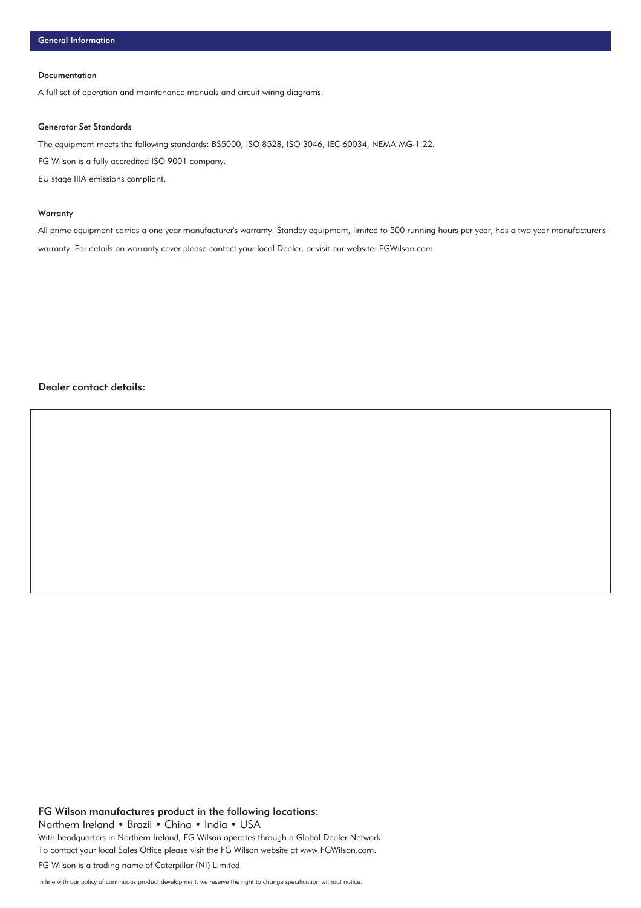## General Information

### Documentation

A full set of operation and maintenance manuals and circuit wiring diagrams.

### Generator Set Standards

The equipment meets the following standards: BS5000, ISO 8528, ISO 3046, IEC 60034, NEMA MG-1.22.

FG Wilson is a fully accredited ISO 9001 company.

EU stage IIIA emissions compliant.

### Warranty

All prime equipment carries a one year manufacturer's warranty. Standby equipment, limited to 500 running hours per year, has a two year manufacturer's warranty. For details on warranty cover please contact your local Dealer, or visit our website: FGWilson.com.

**Dealer contact details:**

**FG Wilson manufactures product in the following locations:**

Northern Ireland • Brazil • China • India • USA

With headquarters in Northern Ireland, FG Wilson operates through a Global Dealer Network.

To contact your local Sales Office please visit the FG Wilson website at www.FGWilson.com.

FG Wilson is a trading name of Caterpillar (NI) Limited.

In line with our policy of continuous product development, we reserve the right to change specification without notice.